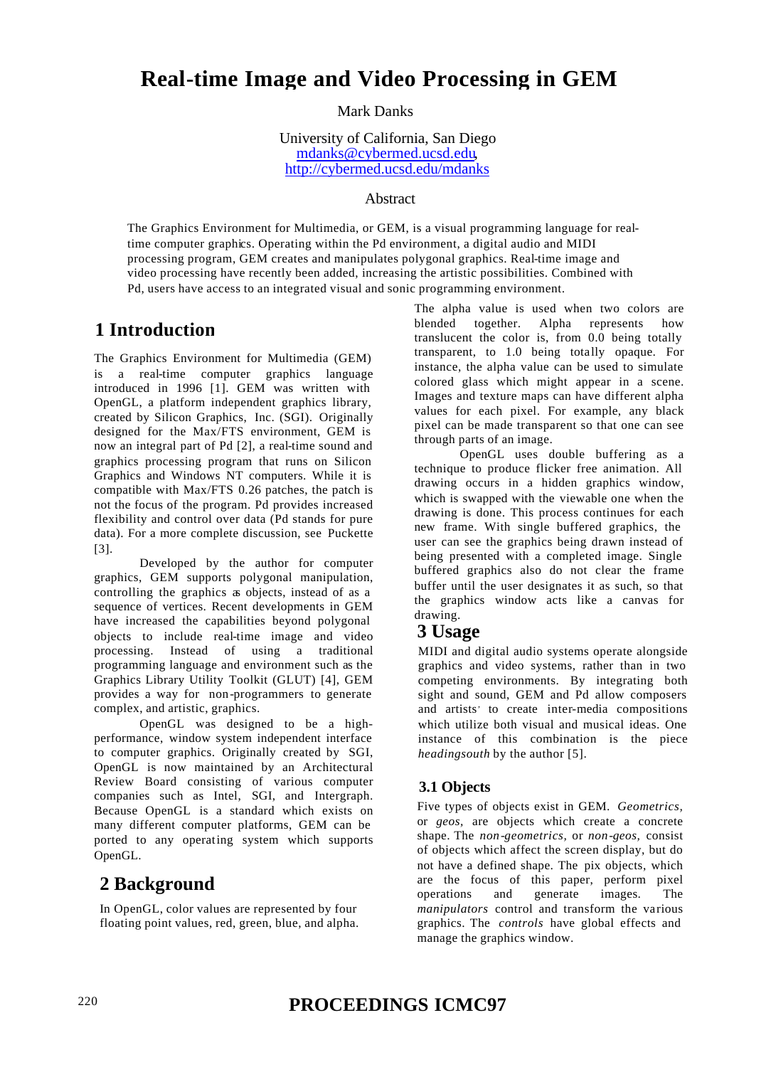# Real-time Image and Video Processing in GEM

Mark Danks

University of California, San Diego
mdanks@cybermed.ucsd.edu,
http://cybermed.ucsd.edu/mdanks

## Abstract

The Graphics Environment for Multimedia, or GEM, is a visual programming language for real-time computer graphics. Operating within the Pd environment, a digital audio and MIDI processing program, GEM creates and manipulates polygonal graphics. Real-time image and video processing have recently been added, increasing the artistic possibilities. Combined with Pd, users have access to an integrated visual and sonic programming environment.

## 1 Introduction

The Graphics Environment for Multimedia (GEM) is a real-time computer graphics language introduced in 1996 [1]. GEM was written with OpenGL, a platform independent graphics library, created by Silicon Graphics, Inc. (SGI). Originally designed for the Max/FTS environment, GEM is now an integral part of Pd [2], a real-time sound and graphics processing program that runs on Silicon Graphics and Windows NT computers. While it is compatible with Max/FTS 0.26 patches, the patch is not the focus of the program. Pd provides increased flexibility and control over data (Pd stands for pure data). For a more complete discussion, see Puckette [3].

Developed by the author for computer graphics, GEM supports polygonal manipulation, controlling the graphics as objects, instead of as a sequence of vertices. Recent developments in GEM have increased the capabilities beyond polygonal objects to include real-time image and video processing. Instead of using a traditional programming language and environment such as the Graphics Library Utility Toolkit (GLUT) [4], GEM provides a way for non-programmers to generate complex, and artistic, graphics.

OpenGL was designed to be a high-performance, window system independent interface to computer graphics. Originally created by SGI, OpenGL is now maintained by an Architectural Review Board consisting of various computer companies such as Intel, SGI, and Intergraph. Because OpenGL is a standard which exists on many different computer platforms, GEM can be ported to any operating system which supports OpenGL.

## 2 Background

In OpenGL, color values are represented by four floating point values, red, green, blue, and alpha. The alpha value is used when two colors are blended together. Alpha represents how translucent the color is, from 0.0 being totally transparent, to 1.0 being totally opaque. For instance, the alpha value can be used to simulate colored glass which might appear in a scene. Images and texture maps can have different alpha values for each pixel. For example, any black pixel can be made transparent so that one can see through parts of an image.

OpenGL uses double buffering as a technique to produce flicker free animation. All drawing occurs in a hidden graphics window, which is swapped with the viewable one when the drawing is done. This process continues for each new frame. With single buffered graphics, the user can see the graphics being drawn instead of being presented with a completed image. Single buffered graphics also do not clear the frame buffer until the user designates it as such, so that the graphics window acts like a canvas for drawing.

## 3 Usage

MIDI and digital audio systems operate alongside graphics and video systems, rather than in two competing environments. By integrating both sight and sound, GEM and Pd allow composers and artists' to create inter-media compositions which utilize both visual and musical ideas. One instance of this combination is the piece *headingsouth* by the author [5].

### 3.1 Objects

Five types of objects exist in GEM. *Geometrics,* or *geos,* are objects which create a concrete shape. The *non-geometrics,* or *non-geos,* consist of objects which affect the screen display, but do not have a defined shape. The pix objects, which are the focus of this paper, perform pixel operations and generate images. The *manipulators* control and transform the various graphics. The *controls* have global effects and manage the graphics window.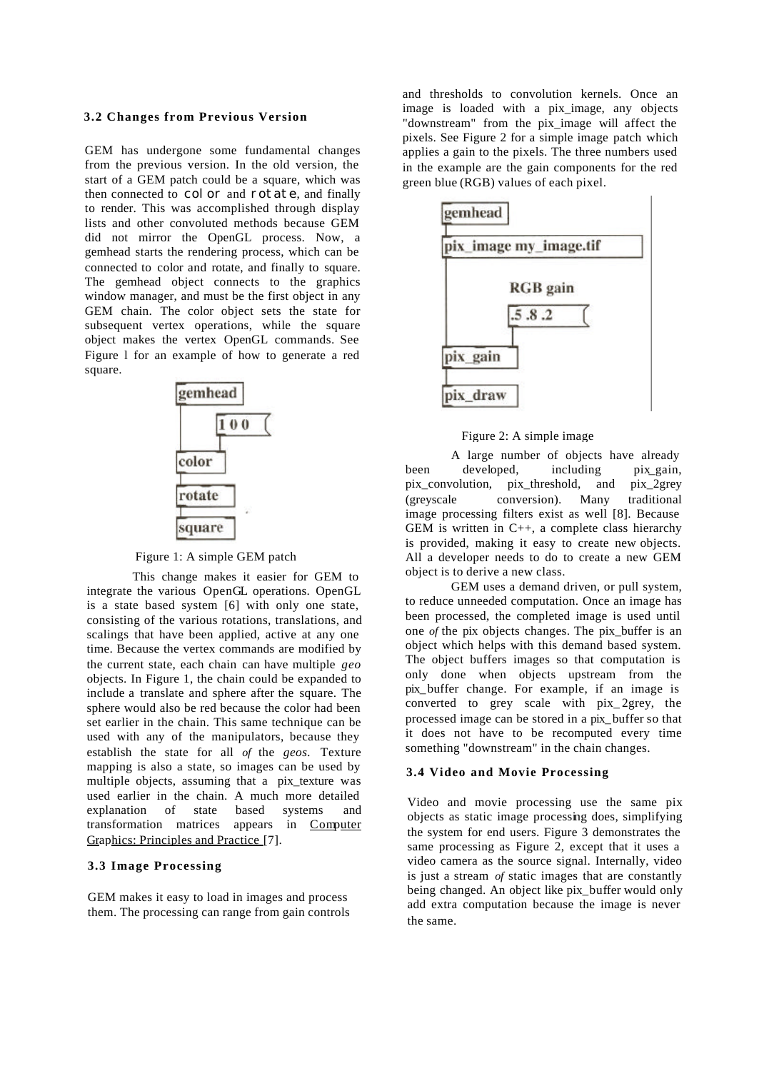### 3.2 Changes from Previous Version

GEM has undergone some fundamental changes from the previous version. In the old version, the start of a GEM patch could be a square, which was then connected to color and rotate, and finally to render. This was accomplished through display lists and other convoluted methods because GEM did not mirror the OpenGL process. Now, a gemhead starts the rendering process, which can be connected to color and rotate, and finally to square. The gemhead object connects to the graphics window manager, and must be the first object in any GEM chain. The color object sets the state for subsequent vertex operations, while the square object makes the vertex OpenGL commands. See Figure 1 for an example of how to generate a red square.

Figure 1: A simple GEM patch

This change makes it easier for GEM to integrate the various OpenGL operations. OpenGL is a state based system [6] with only one state, consisting of the various rotations, translations, and scalings that have been applied, active at any one time. Because the vertex commands are modified by the current state, each chain can have multiple *geo* objects. In Figure 1, the chain could be expanded to include a translate and sphere after the square. The sphere would also be red because the color had been set earlier in the chain. This same technique can be used with any of the manipulators, because they establish the state for all *of* the *geos.* Texture mapping is also a state, so images can be used by multiple objects, assuming that a pix_texture was used earlier in the chain. A much more detailed explanation of state based systems and transformation matrices appears in Computer Graphics: Principles and Practice [7].

### 3.3 Image Processing

GEM makes it easy to load in images and process them. The processing can range from gain controls and thresholds to convolution kernels. Once an image is loaded with a pix_image, any objects "downstream" from the pix_image will affect the pixels. See Figure 2 for a simple image patch which applies a gain to the pixels. The three numbers used in the example are the gain components for the red green blue (RGB) values of each pixel.

Figure 2: A simple image

A large number of objects have already been developed, including pix_gain, pix_convolution, pix_threshold, and pix_2grey (greyscale conversion). Many traditional image processing filters exist as well [8]. Because GEM is written in C++, a complete class hierarchy is provided, making it easy to create new objects. All a developer needs to do to create a new GEM object is to derive a new class.

GEM uses a demand driven, or pull system, to reduce unneeded computation. Once an image has been processed, the completed image is used until one *of* the pix objects changes. The pix_buffer is an object which helps with this demand based system. The object buffers images so that computation is only done when objects upstream from the pix_buffer change. For example, if an image is converted to grey scale with pix_2grey, the processed image can be stored in a pix_buffer so that it does not have to be recomputed every time something "downstream" in the chain changes.

### 3.4 Video and Movie Processing

Video and movie processing use the same pix objects as static image processing does, simplifying the system for end users. Figure 3 demonstrates the same processing as Figure 2, except that it uses a video camera as the source signal. Internally, video is just a stream *of* static images that are constantly being changed. An object like pix_buffer would only add extra computation because the image is never the same.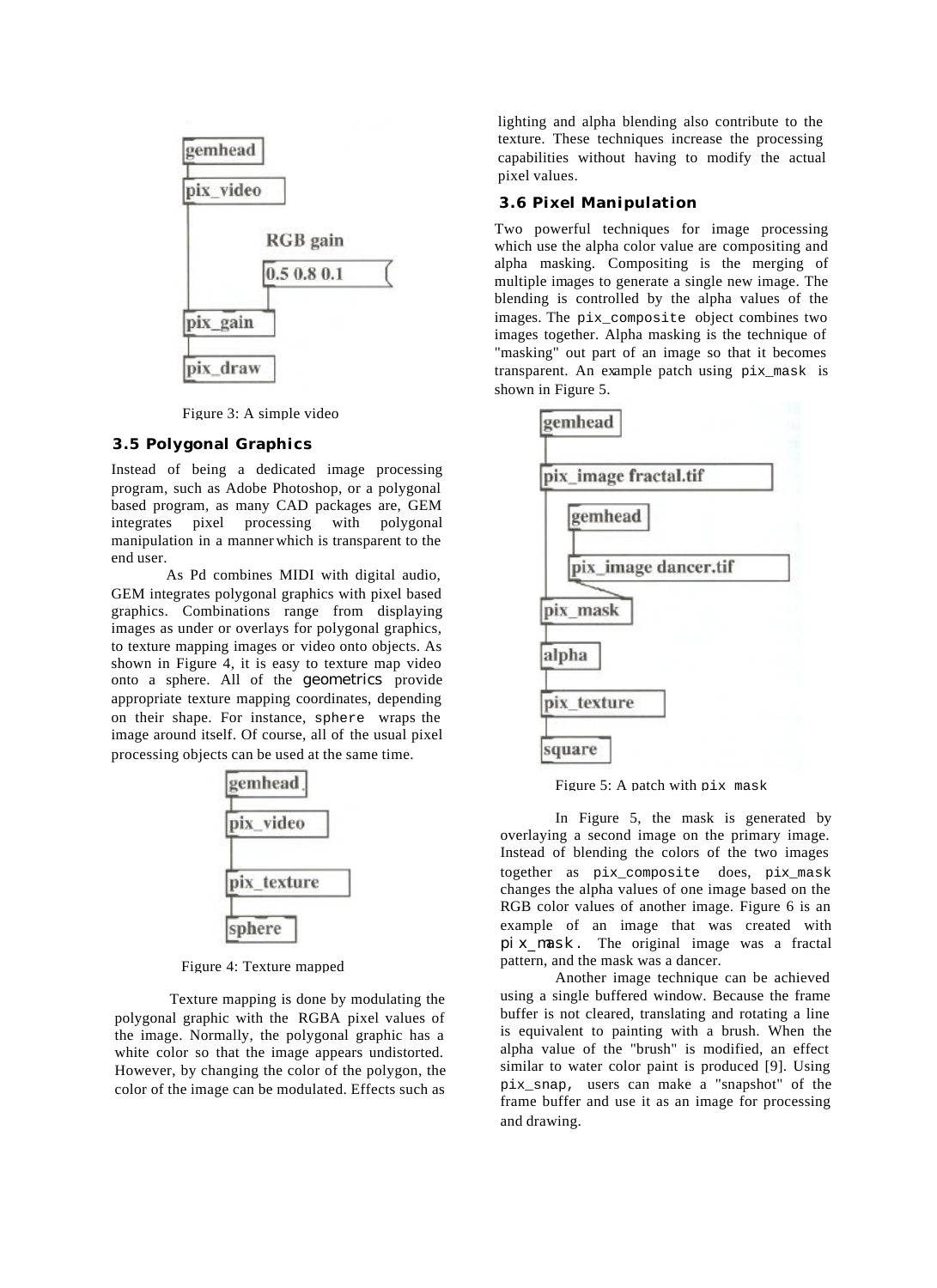Figure 3: A simple video

### 3.5 Polygonal Graphics

Instead of being a dedicated image processing program, such as Adobe Photoshop, or a polygonal based program, as many CAD packages are, GEM integrates pixel processing with polygonal manipulation in a manner which is transparent to the end user.

As Pd combines MIDI with digital audio, GEM integrates polygonal graphics with pixel based graphics. Combinations range from displaying images as under or overlays for polygonal graphics, to texture mapping images or video onto objects. As shown in Figure 4, it is easy to texture map video onto a sphere. All of the geometrics provide appropriate texture mapping coordinates, depending on their shape. For instance, sphere wraps the image around itself. Of course, all of the usual pixel processing objects can be used at the same time.

Figure 4: Texture mapped

Texture mapping is done by modulating the polygonal graphic with the RGBA pixel values of the image. Normally, the polygonal graphic has a white color so that the image appears undistorted. However, by changing the color of the polygon, the color of the image can be modulated. Effects such as lighting and alpha blending also contribute to the texture. These techniques increase the processing capabilities without having to modify the actual pixel values.

### 3.6 Pixel Manipulation

Two powerful techniques for image processing which use the alpha color value are compositing and alpha masking. Compositing is the merging of multiple images to generate a single new image. The blending is controlled by the alpha values of the images. The pix_composite object combines two images together. Alpha masking is the technique of "masking" out part of an image so that it becomes transparent. An example patch using pix_mask is shown in Figure 5.

Figure 5: A patch with pix_mask

In Figure 5, the mask is generated by overlaying a second image on the primary image. Instead of blending the colors of the two images together as pix_composite does, pix_mask changes the alpha values of one image based on the RGB color values of another image. Figure 6 is an example of an image that was created with pix_mask. The original image was a fractal pattern, and the mask was a dancer.

Another image technique can be achieved using a single buffered window. Because the frame buffer is not cleared, translating and rotating a line is equivalent to painting with a brush. When the alpha value of the "brush" is modified, an effect similar to water color paint is produced [9]. Using pix_snap, users can make a "snapshot" of the frame buffer and use it as an image for processing and drawing.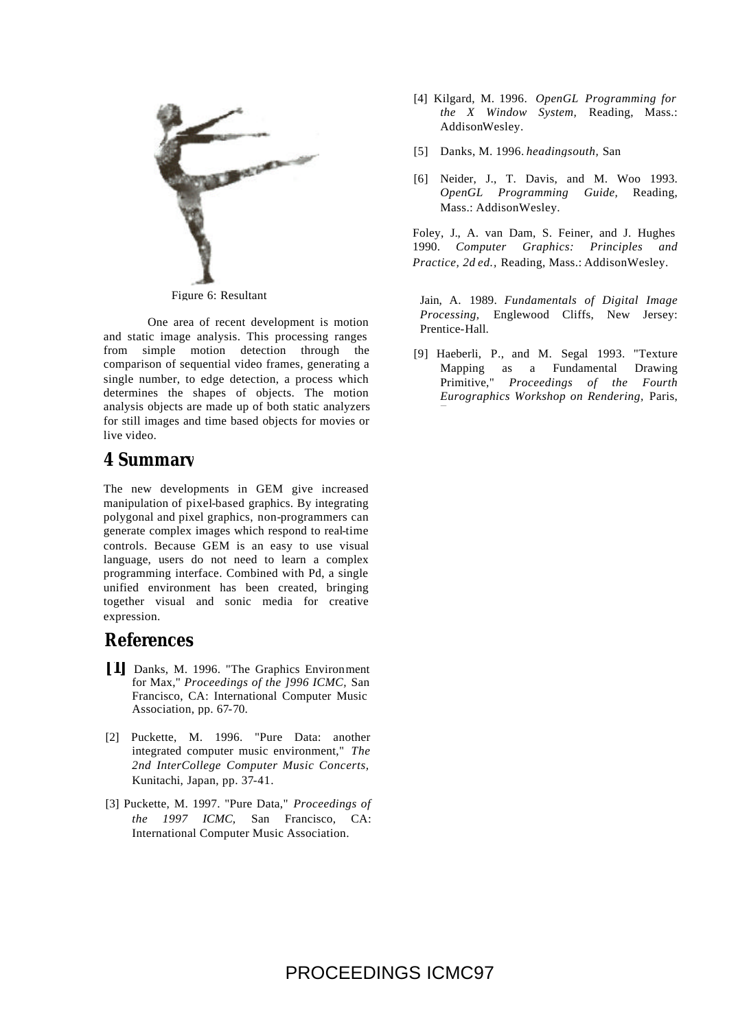Figure 6: Resultant

One area of recent development is motion and static image analysis. This processing ranges from simple motion detection through the comparison of sequential video frames, generating a single number, to edge detection, a process which determines the shapes of objects. The motion analysis objects are made up of both static analyzers for still images and time based objects for movies or live video.

## 4 Summary

The new developments in GEM give increased manipulation of pixel-based graphics. By integrating polygonal and pixel graphics, non-programmers can generate complex images which respond to real-time controls. Because GEM is an easy to use visual language, users do not need to learn a complex programming interface. Combined with Pd, a single unified environment has been created, bringing together visual and sonic media for creative expression.

## References

[1] Danks, M. 1996. "The Graphics Environment for Max," *Proceedings of the ]996 ICMC,* San Francisco, CA: International Computer Music Association, pp. 67-70.

[2] Puckette, M. 1996. "Pure Data: another integrated computer music environment," *The 2nd InterCollege Computer Music Concerts,* Kunitachi, Japan, pp. 37-41.

[3] Puckette, M. 1997. "Pure Data," *Proceedings of the 1997 ICMC,* San Francisco, CA: International Computer Music Association.

[4] Kilgard, M. 1996. *OpenGL Programming for the X Window System,* Reading, Mass.: AddisonWesley.

[5] Danks, M. 1996. *headingsouth,* San

[6] Neider, J., T. Davis, and M. Woo 1993. *OpenGL Programming Guide,* Reading, Mass.: AddisonWesley.

Foley, J., A. van Dam, S. Feiner, and J. Hughes 1990. *Computer Graphics: Principles and Practice, 2d ed.,* Reading, Mass.: AddisonWesley.

Jain, A. 1989. *Fundamentals of Digital Image Processing,* Englewood Cliffs, New Jersey: Prentice-Hall.

[9] Haeberli, P., and M. Segal 1993. "Texture Mapping as a Fundamental Drawing Primitive," *Proceedings of the Fourth Eurographics Workshop on Rendering,* Paris,